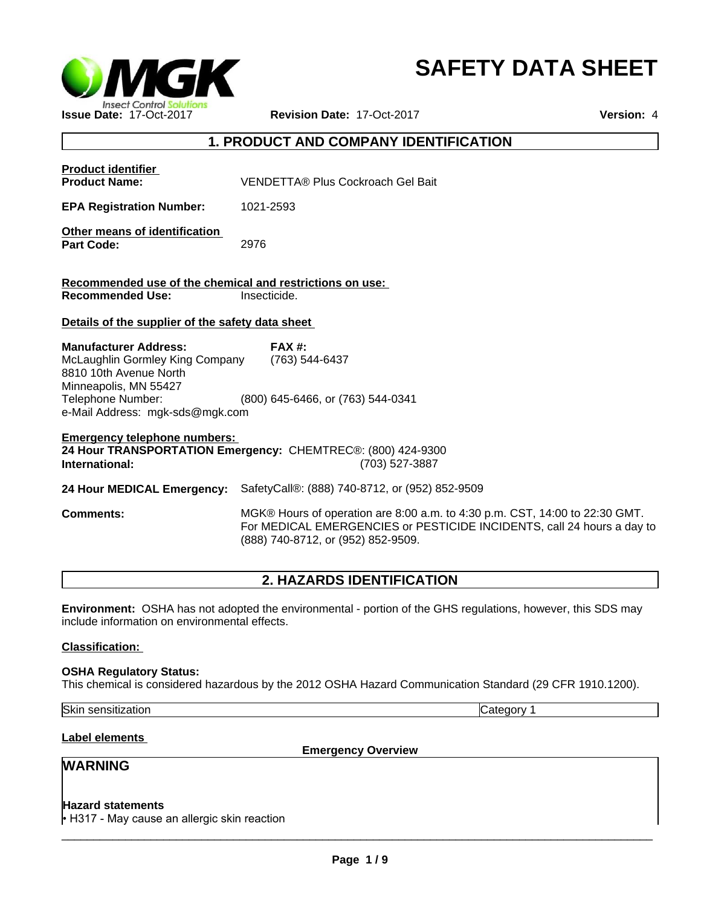# SAFETY DATA SHEET

**Issue Date:** 17-Oct-2017 **Revision Date:** 17-Oct-2017 **Version:** 4

## 1. PRODUCT AND COMPANY IDENTIFICATION

**Product identifier**

**Product Name:** VENDETTA® Plus Cockroach Gel Bait

**EPA Registration Number:** 1021-2593

**Other means of identification**

**Part Code:** 2976

**Recommended use of the chemical and restrictions on use:**

**Recommended Use:** Insecticide.

**Details of the supplier of the safety data sheet**

**Manufacturer Address:**
McLaughlin Gormley King Company
8810 10th Avenue North
Minneapolis, MN 55427
Telephone Number: (800) 645-6466, or (763) 544-0341
e-Mail Address: mgk-sds@mgk.com

**FAX #:** (763) 544-6437

**Emergency telephone numbers:**

**24 Hour TRANSPORTATION Emergency:** CHEMTREC®: (800) 424-9300
**International:** (703) 527-3887

**24 Hour MEDICAL Emergency:** SafetyCall®: (888) 740-8712, or (952) 852-9509

**Comments:** MGK® Hours of operation are 8:00 a.m. to 4:30 p.m. CST, 14:00 to 22:30 GMT. For MEDICAL EMERGENCIES or PESTICIDE INCIDENTS, call 24 hours a day to (888) 740-8712, or (952) 852-9509.

## 2. HAZARDS IDENTIFICATION

**Environment:** OSHA has not adopted the environmental - portion of the GHS regulations, however, this SDS may include information on environmental effects.

**Classification:**

**OSHA Regulatory Status:**
This chemical is considered hazardous by the 2012 OSHA Hazard Communication Standard (29 CFR 1910.1200).

| Skin sensitization | Category 1 |
|---|---|

**Label elements**

**Emergency Overview**

**WARNING**

**Hazard statements**
- H317 - May cause an allergic skin reaction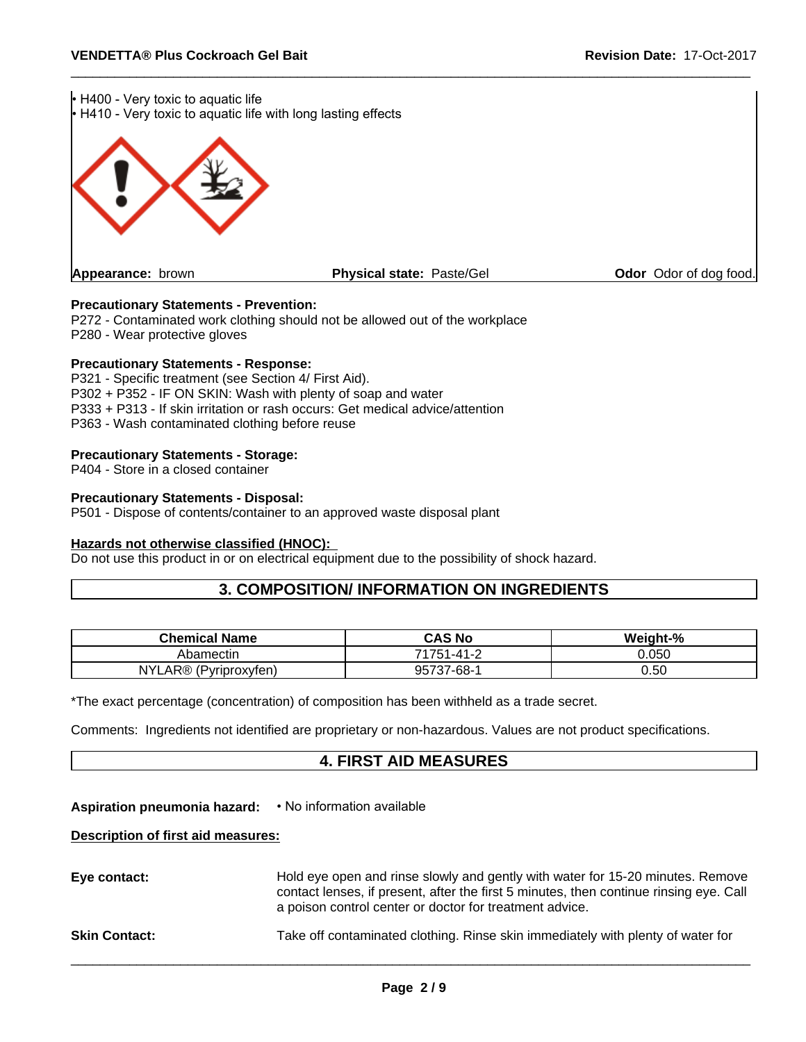- H400 - Very toxic to aquatic life
- H410 - Very toxic to aquatic life with long lasting effects

**Appearance:** brown **Physical state:** Paste/Gel **Odor** Odor of dog food.

**Precautionary Statements - Prevention:**
P272 - Contaminated work clothing should not be allowed out of the workplace
P280 - Wear protective gloves

**Precautionary Statements - Response:**
P321 - Specific treatment (see Section 4/ First Aid).
P302 + P352 - IF ON SKIN: Wash with plenty of soap and water
P333 + P313 - If skin irritation or rash occurs: Get medical advice/attention
P363 - Wash contaminated clothing before reuse

**Precautionary Statements - Storage:**
P404 - Store in a closed container

**Precautionary Statements - Disposal:**
P501 - Dispose of contents/container to an approved waste disposal plant

**Hazards not otherwise classified (HNOC):**
Do not use this product in or on electrical equipment due to the possibility of shock hazard.

## 3. COMPOSITION/ INFORMATION ON INGREDIENTS

| Chemical Name | CAS No | Weight-% |
|---|---|---|
| Abamectin | 71751-41-2 | 0.050 |
| NYLAR® (Pyriproxyfen) | 95737-68-1 | 0.50 |

*The exact percentage (concentration) of composition has been withheld as a trade secret.

Comments: Ingredients not identified are proprietary or non-hazardous. Values are not product specifications.

## 4. FIRST AID MEASURES

**Aspiration pneumonia hazard:** • No information available

**Description of first aid measures:**

**Eye contact:** Hold eye open and rinse slowly and gently with water for 15-20 minutes. Remove contact lenses, if present, after the first 5 minutes, then continue rinsing eye. Call a poison control center or doctor for treatment advice.

**Skin Contact:** Take off contaminated clothing. Rinse skin immediately with plenty of water for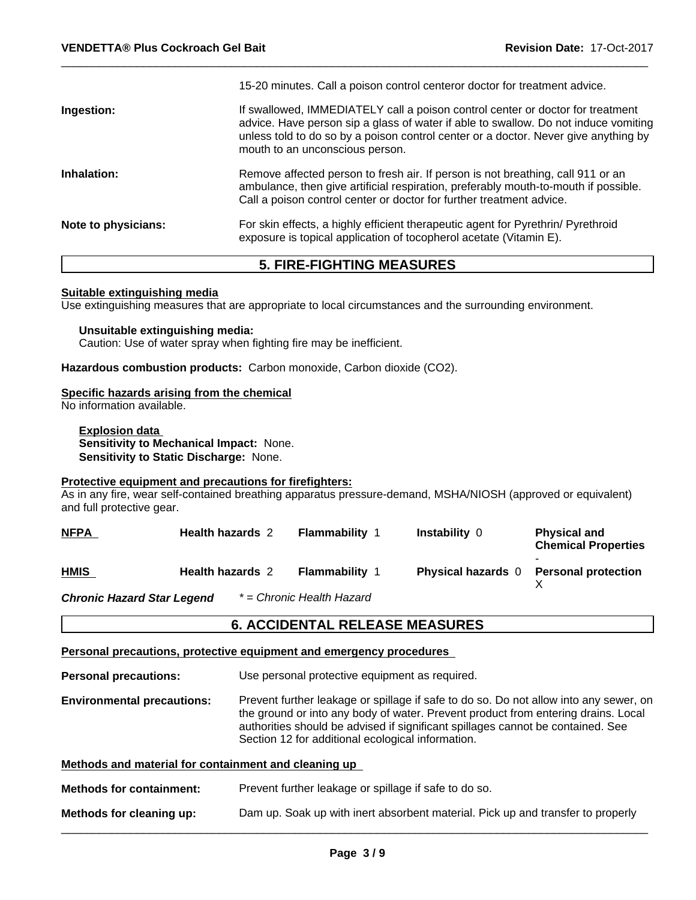| | |
|---|---|
| | 15-20 minutes. Call a poison control centeror doctor for treatment advice. |
| **Ingestion:** | If swallowed, IMMEDIATELY call a poison control center or doctor for treatment advice. Have person sip a glass of water if able to swallow. Do not induce vomiting unless told to do so by a poison control center or a doctor. Never give anything by mouth to an unconscious person. |
| **Inhalation:** | Remove affected person to fresh air. If person is not breathing, call 911 or an ambulance, then give artificial respiration, preferably mouth-to-mouth if possible. Call a poison control center or doctor for further treatment advice. |
| **Note to physicians:** | For skin effects, a highly efficient therapeutic agent for Pyrethrin/ Pyrethroid exposure is topical application of tocopherol acetate (Vitamin E). |

## 5. FIRE-FIGHTING MEASURES

**Suitable extinguishing media**

Use extinguishing measures that are appropriate to local circumstances and the surrounding environment.

**Unsuitable extinguishing media:**
Caution: Use of water spray when fighting fire may be inefficient.

**Hazardous combustion products:** Carbon monoxide, Carbon dioxide ($CO_2$).

**Specific hazards arising from the chemical**

No information available.

**Explosion data**
**Sensitivity to Mechanical Impact:** None.
**Sensitivity to Static Discharge:** None.

**Protective equipment and precautions for firefighters:**

As in any fire, wear self-contained breathing apparatus pressure-demand, MSHA/NIOSH (approved or equivalent) and full protective gear.

| | | | | |
|---|---|---|---|---|
| **NFPA** | **Health hazards** 2 | **Flammability** 1 | **Instability** 0 | **Physical and Chemical Properties** - |
| **HMIS** | **Health hazards** 2 | **Flammability** 1 | **Physical hazards** 0 | **Personal protection** X |

***Chronic Hazard Star Legend*** *\* = Chronic Health Hazard*

## 6. ACCIDENTAL RELEASE MEASURES

**Personal precautions, protective equipment and emergency procedures**

| | |
|---|---|
| **Personal precautions:** | Use personal protective equipment as required. |
| **Environmental precautions:** | Prevent further leakage or spillage if safe to do so. Do not allow into any sewer, on the ground or into any body of water. Prevent product from entering drains. Local authorities should be advised if significant spillages cannot be contained. See Section 12 for additional ecological information. |

**Methods and material for containment and cleaning up**

| | |
|---|---|
| **Methods for containment:** | Prevent further leakage or spillage if safe to do so. |
| **Methods for cleaning up:** | Dam up. Soak up with inert absorbent material. Pick up and transfer to properly |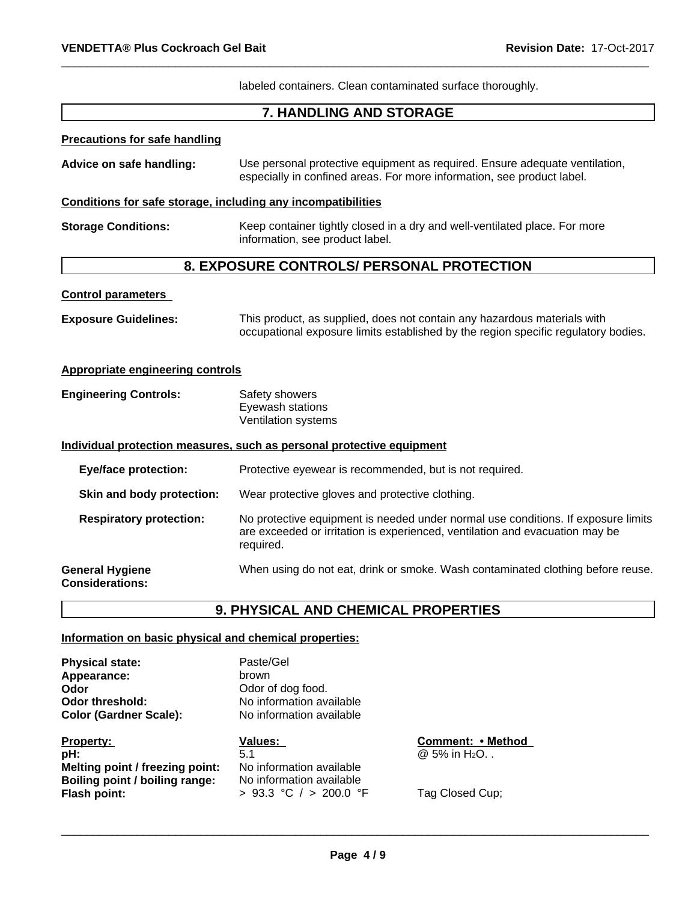labeled containers. Clean contaminated surface thoroughly.

## 7. HANDLING AND STORAGE

**Precautions for safe handling**

**Advice on safe handling:** Use personal protective equipment as required. Ensure adequate ventilation, especially in confined areas. For more information, see product label.

**Conditions for safe storage, including any incompatibilities**

**Storage Conditions:** Keep container tightly closed in a dry and well-ventilated place. For more information, see product label.

## 8. EXPOSURE CONTROLS/ PERSONAL PROTECTION

**Control parameters**

**Exposure Guidelines:** This product, as supplied, does not contain any hazardous materials with occupational exposure limits established by the region specific regulatory bodies.

**Appropriate engineering controls**

**Engineering Controls:** Safety showers
Eyewash stations
Ventilation systems

**Individual protection measures, such as personal protective equipment**

**Eye/face protection:** Protective eyewear is recommended, but is not required.

**Skin and body protection:** Wear protective gloves and protective clothing.

**Respiratory protection:** No protective equipment is needed under normal use conditions. If exposure limits are exceeded or irritation is experienced, ventilation and evacuation may be required.

**General Hygiene Considerations:** When using do not eat, drink or smoke. Wash contaminated clothing before reuse.

## 9. PHYSICAL AND CHEMICAL PROPERTIES

**Information on basic physical and chemical properties:**

**Physical state:** Paste/Gel
**Appearance:** brown
**Odor** Odor of dog food.
**Odor threshold:** No information available
**Color (Gardner Scale):** No information available

| Property: | Values: | Comment: • Method |
|---|---|---|
| **pH:** | 5.1 | @ 5% in $H_2O$. . |
| **Melting point / freezing point:** | No information available | |
| **Boiling point / boiling range:** | No information available | |
| **Flash point:** | > 93.3 °C / > 200.0 °F | Tag Closed Cup; |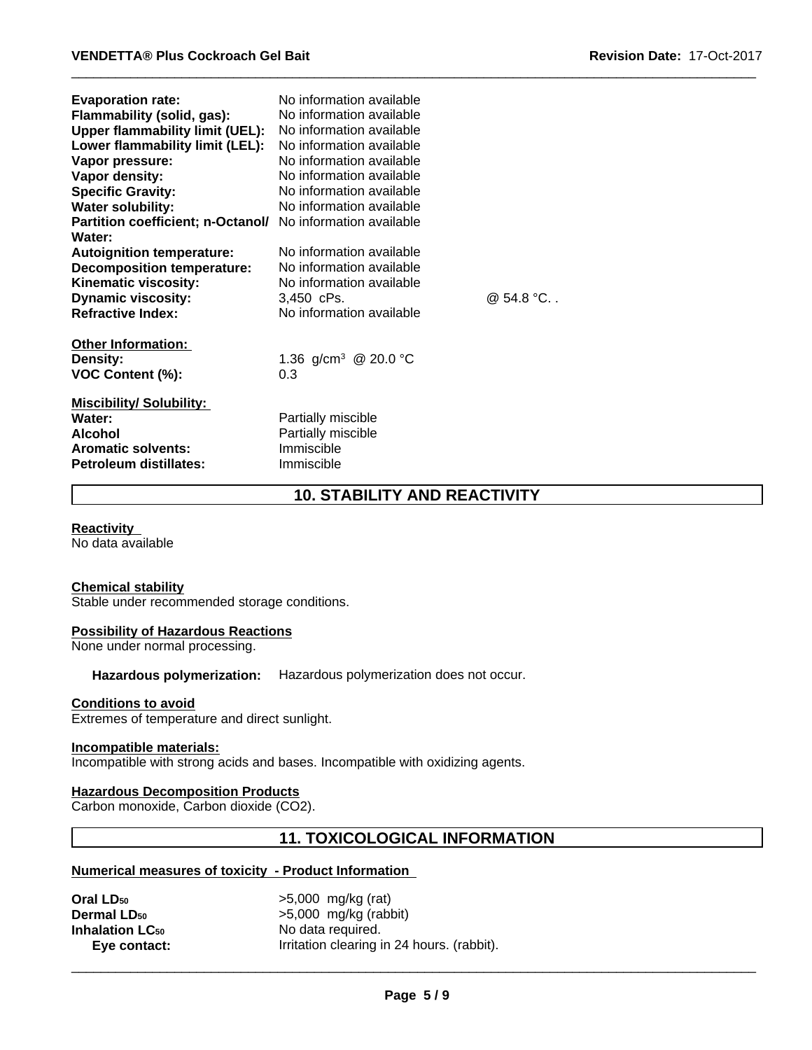| | | |
|---|---|---|
| **Evaporation rate:** | No information available | |
| **Flammability (solid, gas):** | No information available | |
| **Upper flammability limit (UEL):** | No information available | |
| **Lower flammability limit (LEL):** | No information available | |
| **Vapor pressure:** | No information available | |
| **Vapor density:** | No information available | |
| **Specific Gravity:** | No information available | |
| **Water solubility:** | No information available | |
| **Partition coefficient; n-Octanol/ Water:** | No information available | |
| **Autoignition temperature:** | No information available | |
| **Decomposition temperature:** | No information available | |
| **Kinematic viscosity:** | No information available | |
| **Dynamic viscosity:** | 3,450 cPs. | @ 54.8 °C. . |
| **Refractive Index:** | No information available | |

**Other Information:**

| | |
|---|---|
| **Density:** | 1.36 g/cm³ @ 20.0 °C |
| **VOC Content (%):** | 0.3 |

**Miscibility/ Solubility:**

| | |
|---|---|
| **Water:** | Partially miscible |
| **Alcohol** | Partially miscible |
| **Aromatic solvents:** | Immiscible |
| **Petroleum distillates:** | Immiscible |

## 10. STABILITY AND REACTIVITY

**Reactivity**

No data available

**Chemical stability**

Stable under recommended storage conditions.

**Possibility of Hazardous Reactions**

None under normal processing.

**Hazardous polymerization:** Hazardous polymerization does not occur.

**Conditions to avoid**

Extremes of temperature and direct sunlight.

**Incompatible materials:**

Incompatible with strong acids and bases. Incompatible with oxidizing agents.

**Hazardous Decomposition Products**

Carbon monoxide, Carbon dioxide ($CO_2$).

## 11. TOXICOLOGICAL INFORMATION

**Numerical measures of toxicity - Product Information**

| | |
|---|---|
| **Oral $LD_{50}$** | >5,000 mg/kg (rat) |
| **Dermal $LD_{50}$** | >5,000 mg/kg (rabbit) |
| **Inhalation $LC_{50}$** | No data required. |
| **Eye contact:** | Irritation clearing in 24 hours. (rabbit). |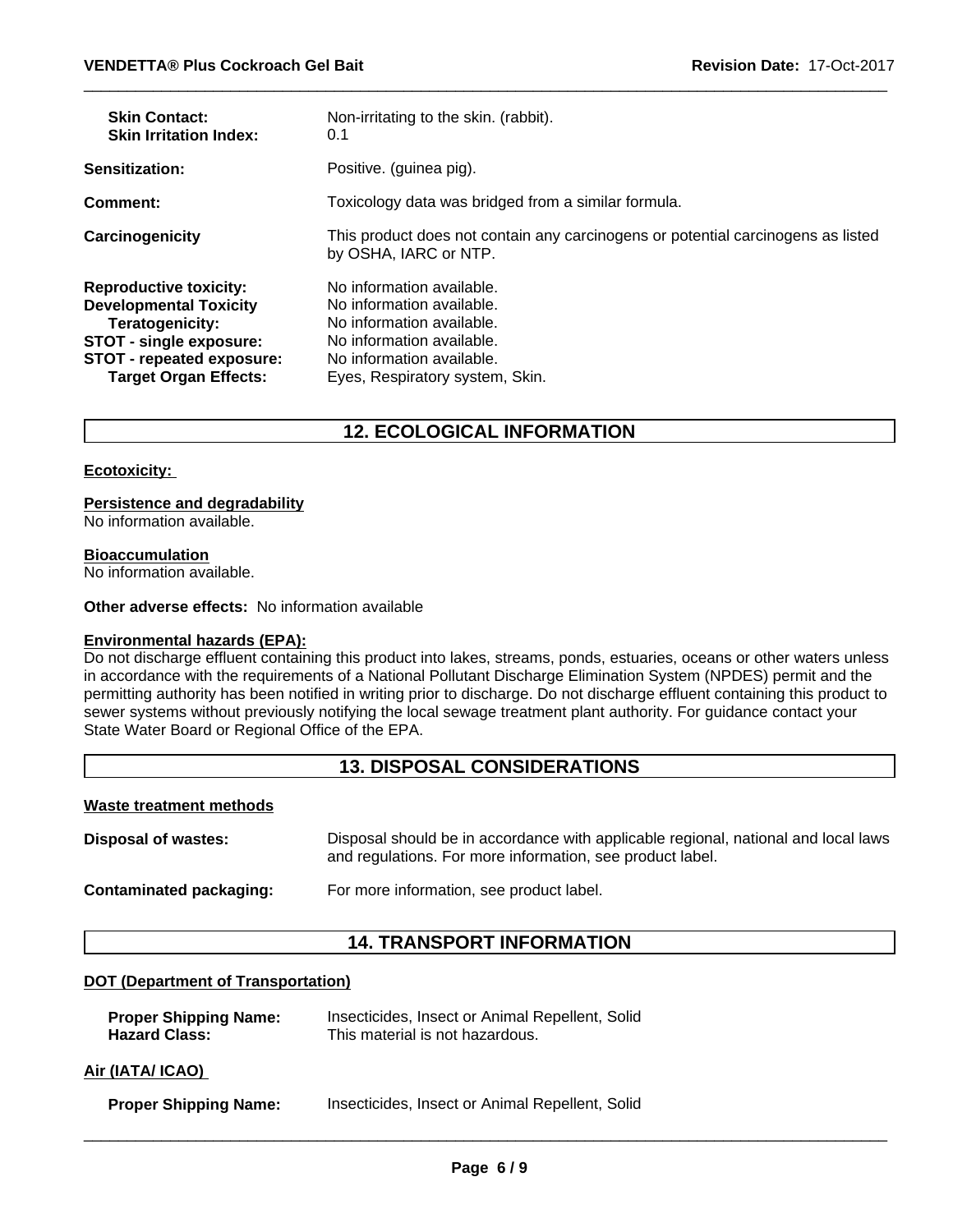| | |
|---|---|
| **Skin Contact:** | Non-irritating to the skin. (rabbit). |
| **Skin Irritation Index:** | 0.1 |
| **Sensitization:** | Positive. (guinea pig). |
| **Comment:** | Toxicology data was bridged from a similar formula. |
| **Carcinogenicity** | This product does not contain any carcinogens or potential carcinogens as listed by OSHA, IARC or NTP. |
| **Reproductive toxicity:** | No information available. |
| **Developmental Toxicity** | No information available. |
| **Teratogenicity:** | No information available. |
| **STOT - single exposure:** | No information available. |
| **STOT - repeated exposure:** | No information available. |
| **Target Organ Effects:** | Eyes, Respiratory system, Skin. |

## 12. ECOLOGICAL INFORMATION

**Ecotoxicity:**

**Persistence and degradability**
No information available.

**Bioaccumulation**
No information available.

**Other adverse effects:** No information available

**Environmental hazards (EPA):**
Do not discharge effluent containing this product into lakes, streams, ponds, estuaries, oceans or other waters unless in accordance with the requirements of a National Pollutant Discharge Elimination System (NPDES) permit and the permitting authority has been notified in writing prior to discharge. Do not discharge effluent containing this product to sewer systems without previously notifying the local sewage treatment plant authority. For guidance contact your State Water Board or Regional Office of the EPA.

## 13. DISPOSAL CONSIDERATIONS

**Waste treatment methods**

| | |
|---|---|
| **Disposal of wastes:** | Disposal should be in accordance with applicable regional, national and local laws and regulations. For more information, see product label. |
| **Contaminated packaging:** | For more information, see product label. |

## 14. TRANSPORT INFORMATION

**DOT (Department of Transportation)**

| | |
|---|---|
| **Proper Shipping Name:** | Insecticides, Insect or Animal Repellent, Solid |
| **Hazard Class:** | This material is not hazardous. |

**Air (IATA/ ICAO)**

| | |
|---|---|
| **Proper Shipping Name:** | Insecticides, Insect or Animal Repellent, Solid |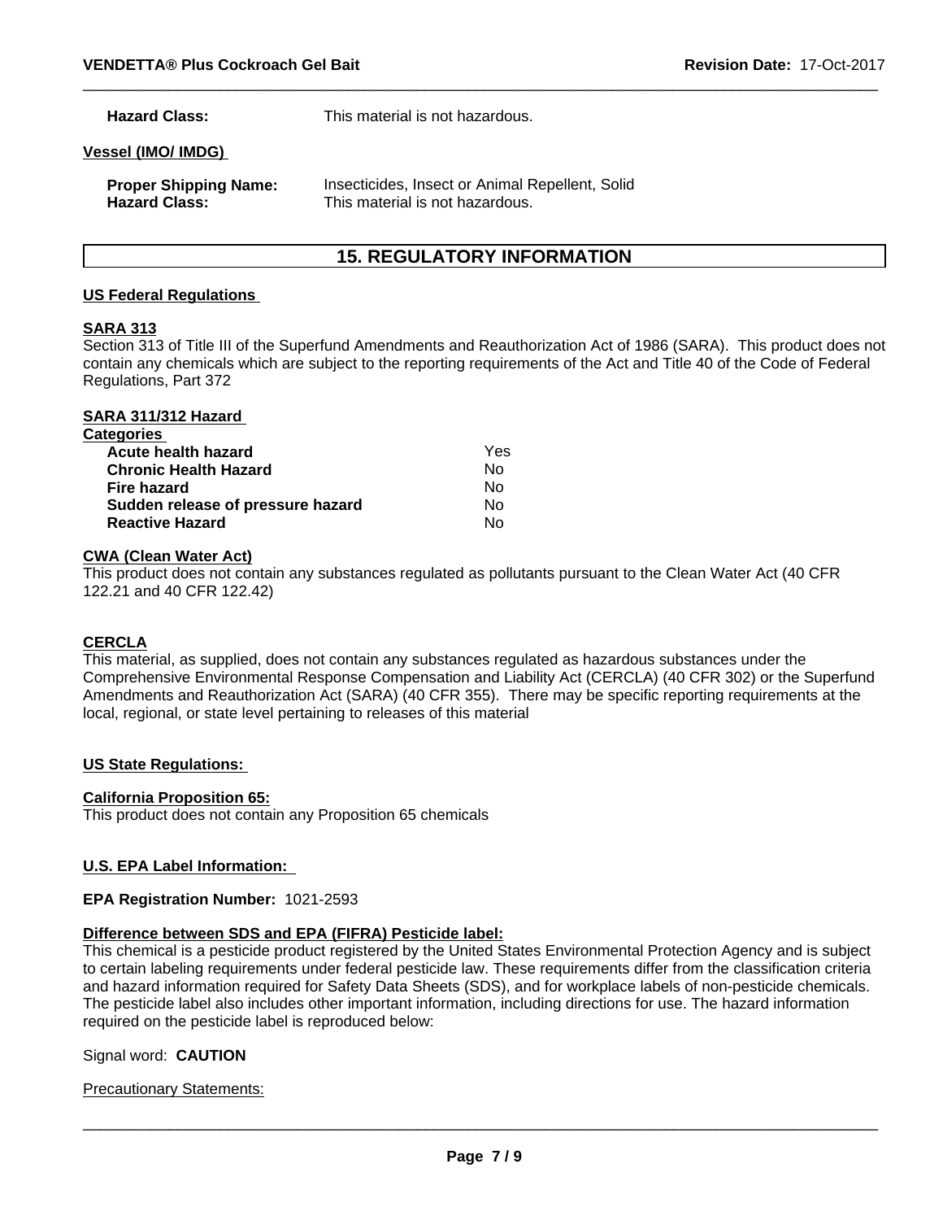**Hazard Class:** This material is not hazardous.

**Vessel (IMO/ IMDG)**

**Proper Shipping Name:** Insecticides, Insect or Animal Repellent, Solid
**Hazard Class:** This material is not hazardous.

## 15. REGULATORY INFORMATION

**US Federal Regulations**

**SARA 313**
Section 313 of Title III of the Superfund Amendments and Reauthorization Act of 1986 (SARA). This product does not contain any chemicals which are subject to the reporting requirements of the Act and Title 40 of the Code of Federal Regulations, Part 372

**SARA 311/312 Hazard Categories**

| | |
|---|---|
| **Acute health hazard** | Yes |
| **Chronic Health Hazard** | No |
| **Fire hazard** | No |
| **Sudden release of pressure hazard** | No |
| **Reactive Hazard** | No |

**CWA (Clean Water Act)**
This product does not contain any substances regulated as pollutants pursuant to the Clean Water Act (40 CFR 122.21 and 40 CFR 122.42)

**CERCLA**
This material, as supplied, does not contain any substances regulated as hazardous substances under the Comprehensive Environmental Response Compensation and Liability Act (CERCLA) (40 CFR 302) or the Superfund Amendments and Reauthorization Act (SARA) (40 CFR 355). There may be specific reporting requirements at the local, regional, or state level pertaining to releases of this material

**US State Regulations:**

**California Proposition 65:**
This product does not contain any Proposition 65 chemicals

**U.S. EPA Label Information:**

**EPA Registration Number:** 1021-2593

**Difference between SDS and EPA (FIFRA) Pesticide label:**
This chemical is a pesticide product registered by the United States Environmental Protection Agency and is subject to certain labeling requirements under federal pesticide law. These requirements differ from the classification criteria and hazard information required for Safety Data Sheets (SDS), and for workplace labels of non-pesticide chemicals. The pesticide label also includes other important information, including directions for use. The hazard information required on the pesticide label is reproduced below:

Signal word: **CAUTION**

Precautionary Statements: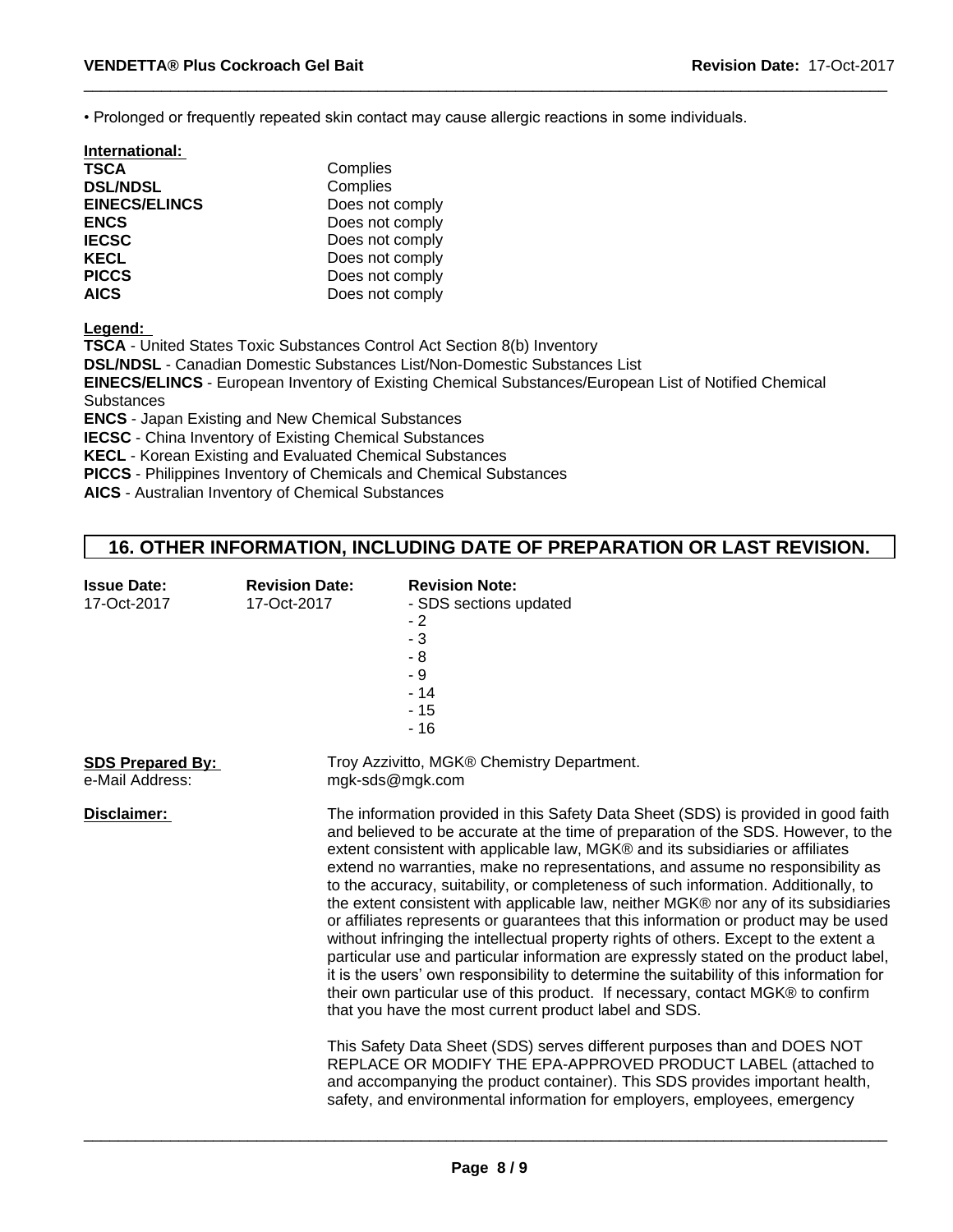• Prolonged or frequently repeated skin contact may cause allergic reactions in some individuals.

**International:**

| | |
|---|---|
| **TSCA** | Complies |
| **DSL/NDSL** | Complies |
| **EINECS/ELINCS** | Does not comply |
| **ENCS** | Does not comply |
| **IECSC** | Does not comply |
| **KECL** | Does not comply |
| **PICCS** | Does not comply |
| **AICS** | Does not comply |

**Legend:**

**TSCA** - United States Toxic Substances Control Act Section 8(b) Inventory
**DSL/NDSL** - Canadian Domestic Substances List/Non-Domestic Substances List
**EINECS/ELINCS** - European Inventory of Existing Chemical Substances/European List of Notified Chemical Substances
**ENCS** - Japan Existing and New Chemical Substances
**IECSC** - China Inventory of Existing Chemical Substances
**KECL** - Korean Existing and Evaluated Chemical Substances
**PICCS** - Philippines Inventory of Chemicals and Chemical Substances
**AICS** - Australian Inventory of Chemical Substances

## 16. OTHER INFORMATION, INCLUDING DATE OF PREPARATION OR LAST REVISION.

| **Issue Date:** | **Revision Date:** | **Revision Note:** |
|---|---|---|
| 17-Oct-2017 | 17-Oct-2017 | - SDS sections updated<br>- 2<br>- 3<br>- 8<br>- 9<br>- 14<br>- 15<br>- 16 |

**SDS Prepared By:** Troy Azzivitto, MGK® Chemistry Department.
e-Mail Address: mgk-sds@mgk.com

**Disclaimer:**

The information provided in this Safety Data Sheet (SDS) is provided in good faith and believed to be accurate at the time of preparation of the SDS. However, to the extent consistent with applicable law, MGK® and its subsidiaries or affiliates extend no warranties, make no representations, and assume no responsibility as to the accuracy, suitability, or completeness of such information. Additionally, to the extent consistent with applicable law, neither MGK® nor any of its subsidiaries or affiliates represents or guarantees that this information or product may be used without infringing the intellectual property rights of others. Except to the extent a particular use and particular information are expressly stated on the product label, it is the users' own responsibility to determine the suitability of this information for their own particular use of this product. If necessary, contact MGK® to confirm that you have the most current product label and SDS.

This Safety Data Sheet (SDS) serves different purposes than and DOES NOT REPLACE OR MODIFY THE EPA-APPROVED PRODUCT LABEL (attached to and accompanying the product container). This SDS provides important health, safety, and environmental information for employers, employees, emergency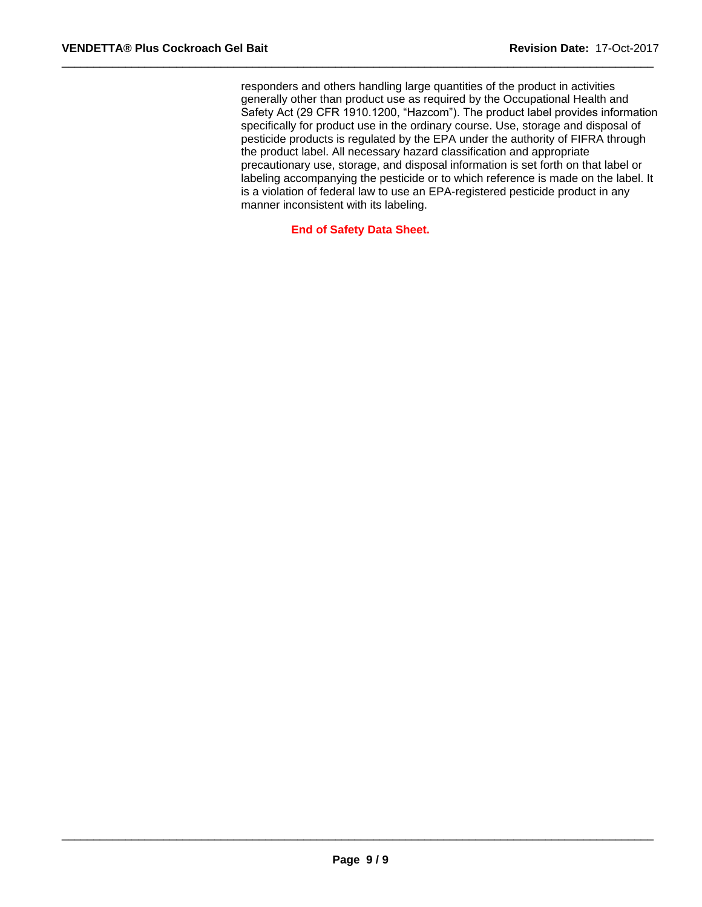responders and others handling large quantities of the product in activities generally other than product use as required by the Occupational Health and Safety Act (29 CFR 1910.1200, "Hazcom"). The product label provides information specifically for product use in the ordinary course. Use, storage and disposal of pesticide products is regulated by the EPA under the authority of FIFRA through the product label. All necessary hazard classification and appropriate precautionary use, storage, and disposal information is set forth on that label or labeling accompanying the pesticide or to which reference is made on the label. It is a violation of federal law to use an EPA-registered pesticide product in any manner inconsistent with its labeling.

**End of Safety Data Sheet.**